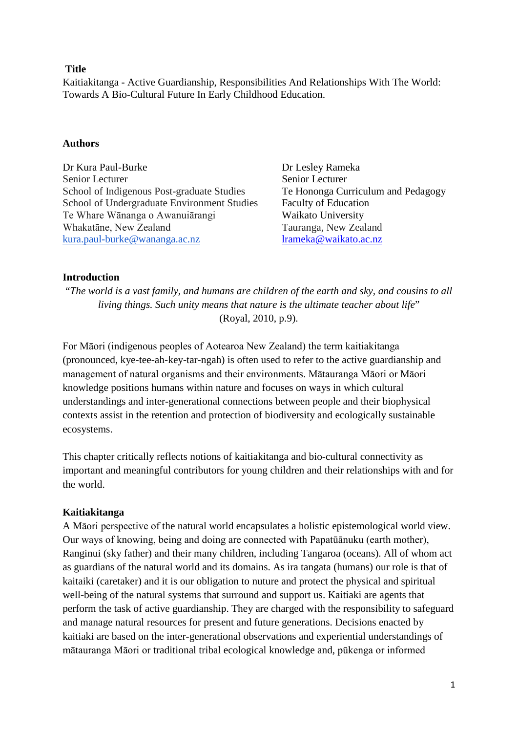**Title**

Kaitiakitanga - Active Guardianship, Responsibilities And Relationships With The World: Towards A Bio-Cultural Future In Early Childhood Education.

**Authors**

Dr Kura Paul-Burke
Senior Lecturer
School of Indigenous Post-graduate Studies
School of Undergraduate Environment Studies
Te Whare Wānanga o Awanuiārangi
Whakatāne, New Zealand
kura.paul-burke@wananga.ac.nz

Dr Lesley Rameka
Senior Lecturer
Te Hononga Curriculum and Pedagogy
Faculty of Education
Waikato University
Tauranga, New Zealand
lrameka@waikato.ac.nz

## Introduction

"*The world is a vast family, and humans are children of the earth and sky, and cousins to all living things. Such unity means that nature is the ultimate teacher about life*" (Royal, 2010, p.9).

For Māori (indigenous peoples of Aotearoa New Zealand) the term kaitiakitanga (pronounced, kye-tee-ah-key-tar-ngah) is often used to refer to the active guardianship and management of natural organisms and their environments. Mātauranga Māori or Māori knowledge positions humans within nature and focuses on ways in which cultural understandings and inter-generational connections between people and their biophysical contexts assist in the retention and protection of biodiversity and ecologically sustainable ecosystems.

This chapter critically reflects notions of kaitiakitanga and bio-cultural connectivity as important and meaningful contributors for young children and their relationships with and for the world.

## Kaitiakitanga

A Māori perspective of the natural world encapsulates a holistic epistemological world view. Our ways of knowing, being and doing are connected with Papatūānuku (earth mother), Ranginui (sky father) and their many children, including Tangaroa (oceans). All of whom act as guardians of the natural world and its domains. As ira tangata (humans) our role is that of kaitaiki (caretaker) and it is our obligation to nuture and protect the physical and spiritual well-being of the natural systems that surround and support us. Kaitiaki are agents that perform the task of active guardianship. They are charged with the responsibility to safeguard and manage natural resources for present and future generations. Decisions enacted by kaitiaki are based on the inter-generational observations and experiential understandings of mātauranga Māori or traditional tribal ecological knowledge and, pūkenga or informed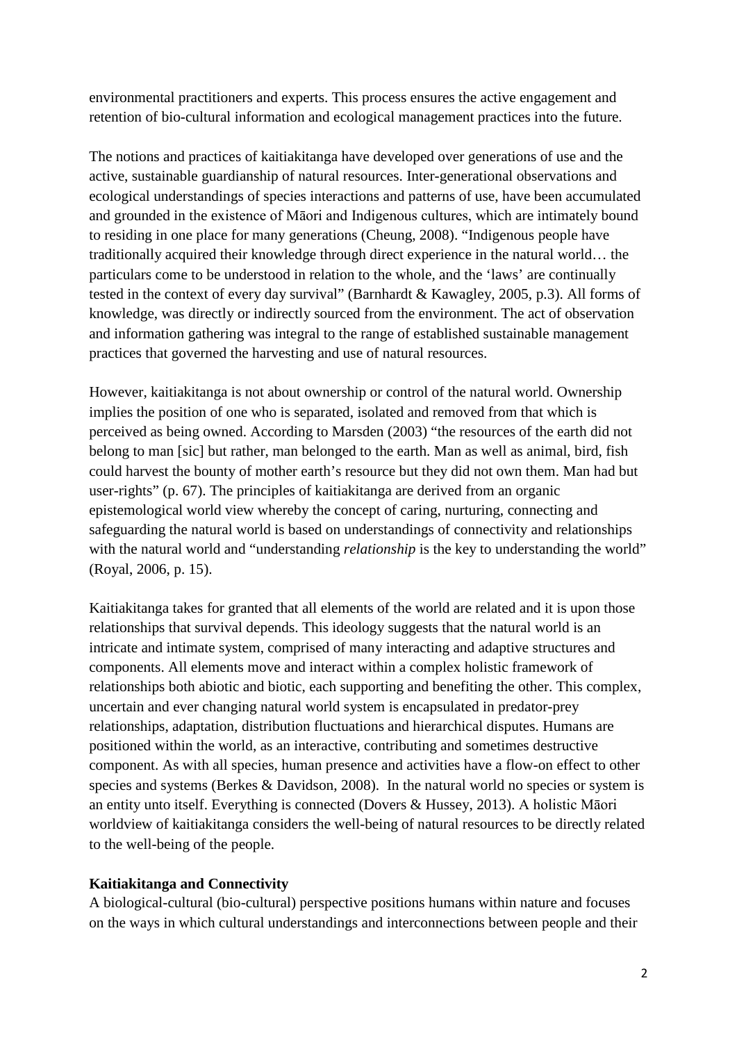environmental practitioners and experts. This process ensures the active engagement and retention of bio-cultural information and ecological management practices into the future.

The notions and practices of kaitiakitanga have developed over generations of use and the active, sustainable guardianship of natural resources. Inter-generational observations and ecological understandings of species interactions and patterns of use, have been accumulated and grounded in the existence of Māori and Indigenous cultures, which are intimately bound to residing in one place for many generations (Cheung, 2008). "Indigenous people have traditionally acquired their knowledge through direct experience in the natural world… the particulars come to be understood in relation to the whole, and the 'laws' are continually tested in the context of every day survival" (Barnhardt & Kawagley, 2005, p.3). All forms of knowledge, was directly or indirectly sourced from the environment. The act of observation and information gathering was integral to the range of established sustainable management practices that governed the harvesting and use of natural resources.

However, kaitiakitanga is not about ownership or control of the natural world. Ownership implies the position of one who is separated, isolated and removed from that which is perceived as being owned. According to Marsden (2003) "the resources of the earth did not belong to man [sic] but rather, man belonged to the earth. Man as well as animal, bird, fish could harvest the bounty of mother earth's resource but they did not own them. Man had but user-rights" (p. 67). The principles of kaitiakitanga are derived from an organic epistemological world view whereby the concept of caring, nurturing, connecting and safeguarding the natural world is based on understandings of connectivity and relationships with the natural world and "understanding *relationship* is the key to understanding the world" (Royal, 2006, p. 15).

Kaitiakitanga takes for granted that all elements of the world are related and it is upon those relationships that survival depends. This ideology suggests that the natural world is an intricate and intimate system, comprised of many interacting and adaptive structures and components. All elements move and interact within a complex holistic framework of relationships both abiotic and biotic, each supporting and benefiting the other. This complex, uncertain and ever changing natural world system is encapsulated in predator-prey relationships, adaptation, distribution fluctuations and hierarchical disputes. Humans are positioned within the world, as an interactive, contributing and sometimes destructive component. As with all species, human presence and activities have a flow-on effect to other species and systems (Berkes & Davidson, 2008). In the natural world no species or system is an entity unto itself. Everything is connected (Dovers & Hussey, 2013). A holistic Māori worldview of kaitiakitanga considers the well-being of natural resources to be directly related to the well-being of the people.

**Kaitiakitanga and Connectivity**

A biological-cultural (bio-cultural) perspective positions humans within nature and focuses on the ways in which cultural understandings and interconnections between people and their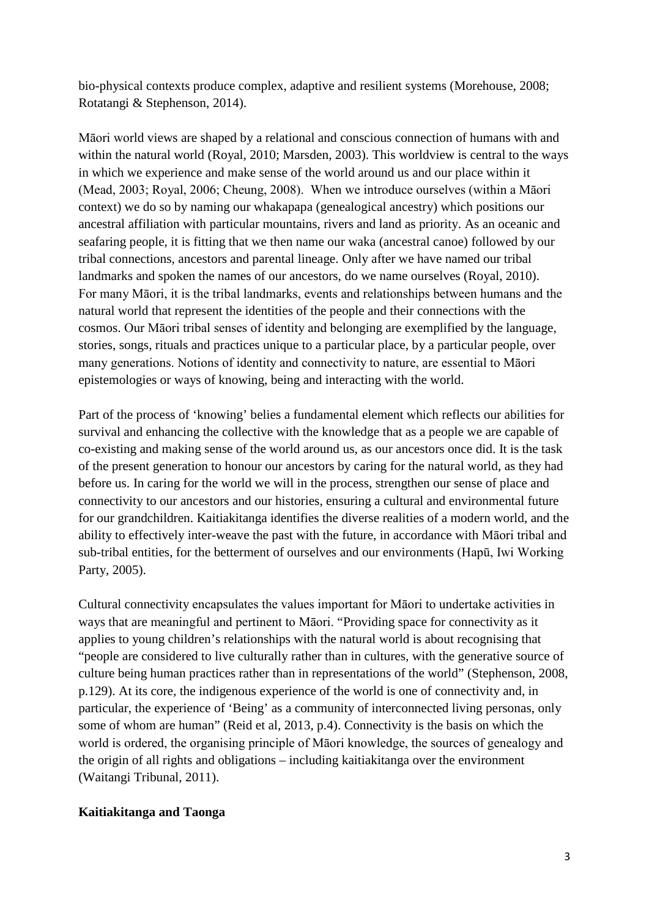bio-physical contexts produce complex, adaptive and resilient systems (Morehouse, 2008; Rotatangi & Stephenson, 2014).

Māori world views are shaped by a relational and conscious connection of humans with and within the natural world (Royal, 2010; Marsden, 2003). This worldview is central to the ways in which we experience and make sense of the world around us and our place within it (Mead, 2003; Royal, 2006; Cheung, 2008). When we introduce ourselves (within a Māori context) we do so by naming our whakapapa (genealogical ancestry) which positions our ancestral affiliation with particular mountains, rivers and land as priority. As an oceanic and seafaring people, it is fitting that we then name our waka (ancestral canoe) followed by our tribal connections, ancestors and parental lineage. Only after we have named our tribal landmarks and spoken the names of our ancestors, do we name ourselves (Royal, 2010). For many Māori, it is the tribal landmarks, events and relationships between humans and the natural world that represent the identities of the people and their connections with the cosmos. Our Māori tribal senses of identity and belonging are exemplified by the language, stories, songs, rituals and practices unique to a particular place, by a particular people, over many generations. Notions of identity and connectivity to nature, are essential to Māori epistemologies or ways of knowing, being and interacting with the world.

Part of the process of 'knowing' belies a fundamental element which reflects our abilities for survival and enhancing the collective with the knowledge that as a people we are capable of co-existing and making sense of the world around us, as our ancestors once did. It is the task of the present generation to honour our ancestors by caring for the natural world, as they had before us. In caring for the world we will in the process, strengthen our sense of place and connectivity to our ancestors and our histories, ensuring a cultural and environmental future for our grandchildren. Kaitiakitanga identifies the diverse realities of a modern world, and the ability to effectively inter-weave the past with the future, in accordance with Māori tribal and sub-tribal entities, for the betterment of ourselves and our environments (Hapū, Iwi Working Party, 2005).

Cultural connectivity encapsulates the values important for Māori to undertake activities in ways that are meaningful and pertinent to Māori. "Providing space for connectivity as it applies to young children's relationships with the natural world is about recognising that "people are considered to live culturally rather than in cultures, with the generative source of culture being human practices rather than in representations of the world" (Stephenson, 2008, p.129). At its core, the indigenous experience of the world is one of connectivity and, in particular, the experience of 'Being' as a community of interconnected living personas, only some of whom are human" (Reid et al, 2013, p.4). Connectivity is the basis on which the world is ordered, the organising principle of Māori knowledge, the sources of genealogy and the origin of all rights and obligations – including kaitiakitanga over the environment (Waitangi Tribunal, 2011).

**Kaitiakitanga and Taonga**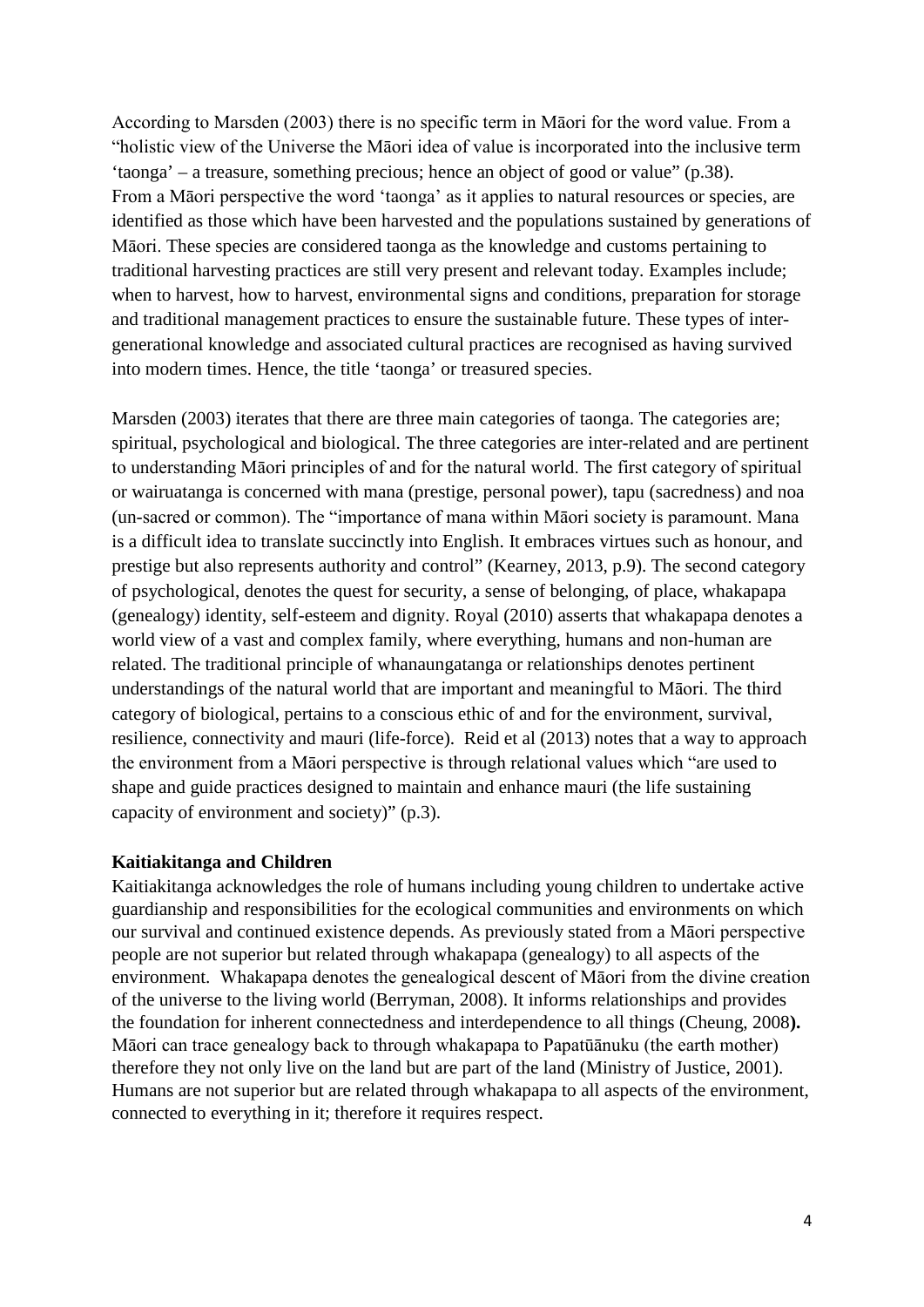According to Marsden (2003) there is no specific term in Māori for the word value. From a "holistic view of the Universe the Māori idea of value is incorporated into the inclusive term 'taonga' – a treasure, something precious; hence an object of good or value" (p.38). From a Māori perspective the word 'taonga' as it applies to natural resources or species, are identified as those which have been harvested and the populations sustained by generations of Māori. These species are considered taonga as the knowledge and customs pertaining to traditional harvesting practices are still very present and relevant today. Examples include; when to harvest, how to harvest, environmental signs and conditions, preparation for storage and traditional management practices to ensure the sustainable future. These types of inter-generational knowledge and associated cultural practices are recognised as having survived into modern times. Hence, the title 'taonga' or treasured species.

Marsden (2003) iterates that there are three main categories of taonga. The categories are; spiritual, psychological and biological. The three categories are inter-related and are pertinent to understanding Māori principles of and for the natural world. The first category of spiritual or wairuatanga is concerned with mana (prestige, personal power), tapu (sacredness) and noa (un-sacred or common). The "importance of mana within Māori society is paramount. Mana is a difficult idea to translate succinctly into English. It embraces virtues such as honour, and prestige but also represents authority and control" (Kearney, 2013, p.9). The second category of psychological, denotes the quest for security, a sense of belonging, of place, whakapapa (genealogy) identity, self-esteem and dignity. Royal (2010) asserts that whakapapa denotes a world view of a vast and complex family, where everything, humans and non-human are related. The traditional principle of whanaungatanga or relationships denotes pertinent understandings of the natural world that are important and meaningful to Māori. The third category of biological, pertains to a conscious ethic of and for the environment, survival, resilience, connectivity and mauri (life-force). Reid et al (2013) notes that a way to approach the environment from a Māori perspective is through relational values which "are used to shape and guide practices designed to maintain and enhance mauri (the life sustaining capacity of environment and society)" (p.3).

**Kaitiakitanga and Children**

Kaitiakitanga acknowledges the role of humans including young children to undertake active guardianship and responsibilities for the ecological communities and environments on which our survival and continued existence depends. As previously stated from a Māori perspective people are not superior but related through whakapapa (genealogy) to all aspects of the environment. Whakapapa denotes the genealogical descent of Māori from the divine creation of the universe to the living world (Berryman, 2008). It informs relationships and provides the foundation for inherent connectedness and interdependence to all things (Cheung, 2008**).** Māori can trace genealogy back to through whakapapa to Papatūānuku (the earth mother) therefore they not only live on the land but are part of the land (Ministry of Justice, 2001). Humans are not superior but are related through whakapapa to all aspects of the environment, connected to everything in it; therefore it requires respect.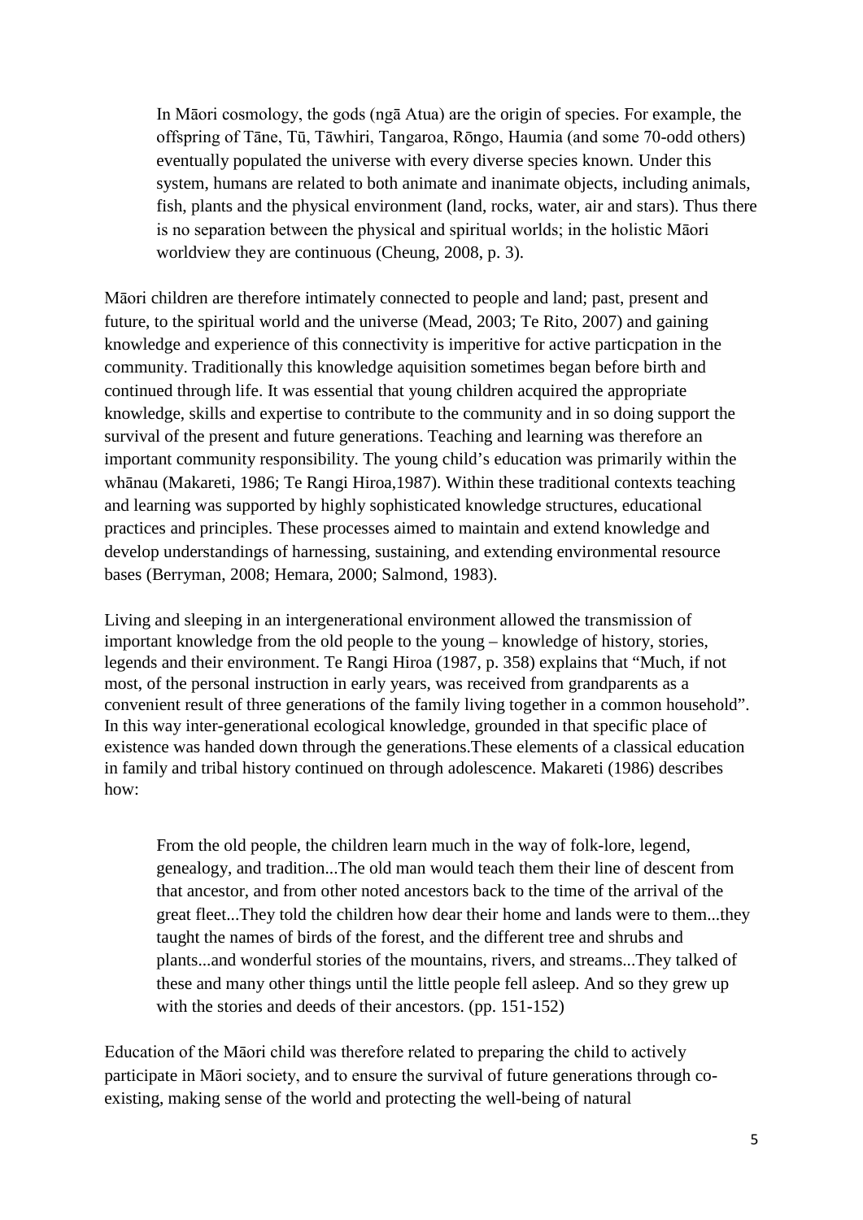> In Māori cosmology, the gods (ngā Atua) are the origin of species. For example, the offspring of Tāne, Tū, Tāwhiri, Tangaroa, Rōngo, Haumia (and some 70-odd others) eventually populated the universe with every diverse species known. Under this system, humans are related to both animate and inanimate objects, including animals, fish, plants and the physical environment (land, rocks, water, air and stars). Thus there is no separation between the physical and spiritual worlds; in the holistic Māori worldview they are continuous (Cheung, 2008, p. 3).

Māori children are therefore intimately connected to people and land; past, present and future, to the spiritual world and the universe (Mead, 2003; Te Rito, 2007) and gaining knowledge and experience of this connectivity is imperitive for active particpation in the community. Traditionally this knowledge aquisition sometimes began before birth and continued through life. It was essential that young children acquired the appropriate knowledge, skills and expertise to contribute to the community and in so doing support the survival of the present and future generations. Teaching and learning was therefore an important community responsibility. The young child's education was primarily within the whānau (Makareti, 1986; Te Rangi Hiroa,1987). Within these traditional contexts teaching and learning was supported by highly sophisticated knowledge structures, educational practices and principles. These processes aimed to maintain and extend knowledge and develop understandings of harnessing, sustaining, and extending environmental resource bases (Berryman, 2008; Hemara, 2000; Salmond, 1983).

Living and sleeping in an intergenerational environment allowed the transmission of important knowledge from the old people to the young – knowledge of history, stories, legends and their environment. Te Rangi Hiroa (1987, p. 358) explains that "Much, if not most, of the personal instruction in early years, was received from grandparents as a convenient result of three generations of the family living together in a common household". In this way inter-generational ecological knowledge, grounded in that specific place of existence was handed down through the generations.These elements of a classical education in family and tribal history continued on through adolescence. Makareti (1986) describes how:

> From the old people, the children learn much in the way of folk-lore, legend, genealogy, and tradition...The old man would teach them their line of descent from that ancestor, and from other noted ancestors back to the time of the arrival of the great fleet...They told the children how dear their home and lands were to them...they taught the names of birds of the forest, and the different tree and shrubs and plants...and wonderful stories of the mountains, rivers, and streams...They talked of these and many other things until the little people fell asleep. And so they grew up with the stories and deeds of their ancestors. (pp. 151-152)

Education of the Māori child was therefore related to preparing the child to actively participate in Māori society, and to ensure the survival of future generations through co-existing, making sense of the world and protecting the well-being of natural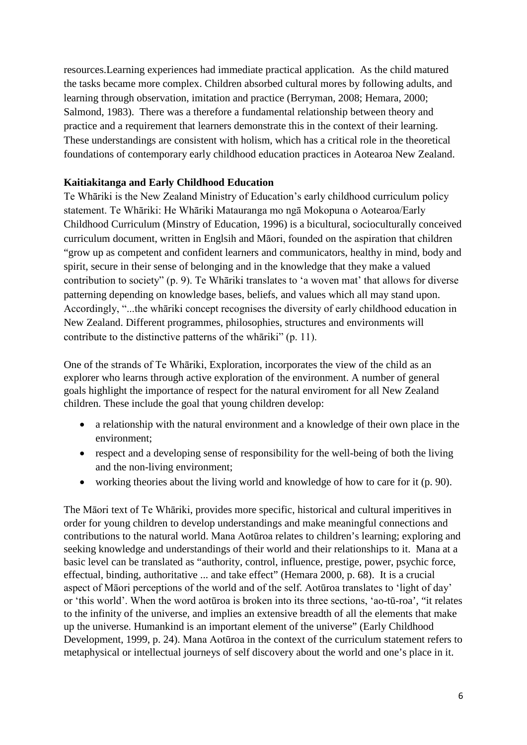resources.Learning experiences had immediate practical application. As the child matured the tasks became more complex. Children absorbed cultural mores by following adults, and learning through observation, imitation and practice (Berryman, 2008; Hemara, 2000; Salmond, 1983). There was a therefore a fundamental relationship between theory and practice and a requirement that learners demonstrate this in the context of their learning. These understandings are consistent with holism, which has a critical role in the theoretical foundations of contemporary early childhood education practices in Aotearoa New Zealand.

**Kaitiakitanga and Early Childhood Education**

Te Whāriki is the New Zealand Ministry of Education's early childhood curriculum policy statement. Te Whāriki: He Whāriki Matauranga mo ngā Mokopuna o Aotearoa/Early Childhood Curriculum (Minstry of Education, 1996) is a bicultural, socioculturally conceived curriculum document, written in Englsih and Māori, founded on the aspiration that children "grow up as competent and confident learners and communicators, healthy in mind, body and spirit, secure in their sense of belonging and in the knowledge that they make a valued contribution to society" (p. 9). Te Whāriki translates to 'a woven mat' that allows for diverse patterning depending on knowledge bases, beliefs, and values which all may stand upon. Accordingly, "...the whāriki concept recognises the diversity of early childhood education in New Zealand. Different programmes, philosophies, structures and environments will contribute to the distinctive patterns of the whāriki" (p. 11).

One of the strands of Te Whāriki, Exploration, incorporates the view of the child as an explorer who learns through active exploration of the environment. A number of general goals highlight the importance of respect for the natural enviroment for all New Zealand children. These include the goal that young children develop:

- a relationship with the natural environment and a knowledge of their own place in the environment;
- respect and a developing sense of responsibility for the well-being of both the living and the non-living environment;
- working theories about the living world and knowledge of how to care for it (p. 90).

The Māori text of Te Whāriki, provides more specific, historical and cultural imperitives in order for young children to develop understandings and make meaningful connections and contributions to the natural world. Mana Aotūroa relates to children's learning; exploring and seeking knowledge and understandings of their world and their relationships to it. Mana at a basic level can be translated as "authority, control, influence, prestige, power, psychic force, effectual, binding, authoritative ... and take effect" (Hemara 2000, p. 68). It is a crucial aspect of Māori perceptions of the world and of the self. Aotūroa translates to 'light of day' or 'this world'. When the word aotūroa is broken into its three sections, 'ao-tū-roa', "it relates to the infinity of the universe, and implies an extensive breadth of all the elements that make up the universe. Humankind is an important element of the universe" (Early Childhood Development, 1999, p. 24). Mana Aotūroa in the context of the curriculum statement refers to metaphysical or intellectual journeys of self discovery about the world and one's place in it.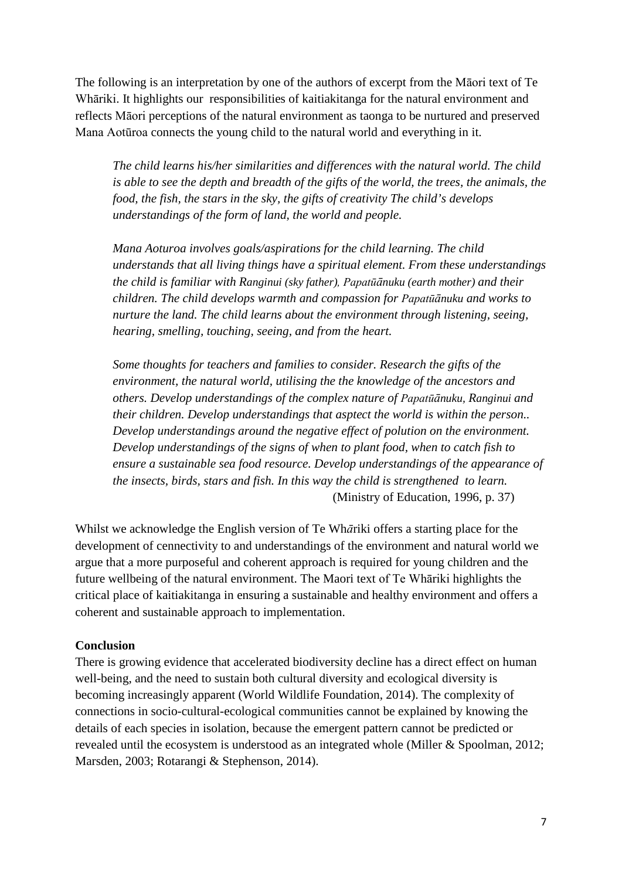The following is an interpretation by one of the authors of excerpt from the Māori text of Te Whāriki. It highlights our responsibilities of kaitiakitanga for the natural environment and reflects Māori perceptions of the natural environment as taonga to be nurtured and preserved Mana Aotūroa connects the young child to the natural world and everything in it.

> *The child learns his/her similarities and differences with the natural world. The child is able to see the depth and breadth of the gifts of the world, the trees, the animals, the food, the fish, the stars in the sky, the gifts of creativity The child's develops understandings of the form of land, the world and people.*
>
> *Mana Aoturoa involves goals/aspirations for the child learning. The child understands that all living things have a spiritual element. From these understandings the child is familiar with Ranginui (sky father), Papatūānuku (earth mother) and their children. The child develops warmth and compassion for Papatūānuku and works to nurture the land. The child learns about the environment through listening, seeing, hearing, smelling, touching, seeing, and from the heart.*
>
> *Some thoughts for teachers and families to consider. Research the gifts of the environment, the natural world, utilising the the knowledge of the ancestors and others. Develop understandings of the complex nature of Papatūānuku, Ranginui and their children. Develop understandings that asptect the world is within the person.. Develop understandings around the negative effect of polution on the environment. Develop understandings of the signs of when to plant food, when to catch fish to ensure a sustainable sea food resource. Develop understandings of the appearance of the insects, birds, stars and fish. In this way the child is strengthened to learn.*
> (Ministry of Education, 1996, p. 37)

Whilst we acknowledge the English version of Te Whāriki offers a starting place for the development of cennectivity to and understandings of the environment and natural world we argue that a more purposeful and coherent approach is required for young children and the future wellbeing of the natural environment. The Maori text of Te Whāriki highlights the critical place of kaitiakitanga in ensuring a sustainable and healthy environment and offers a coherent and sustainable approach to implementation.

**Conclusion**

There is growing evidence that accelerated biodiversity decline has a direct effect on human well-being, and the need to sustain both cultural diversity and ecological diversity is becoming increasingly apparent (World Wildlife Foundation, 2014). The complexity of connections in socio-cultural-ecological communities cannot be explained by knowing the details of each species in isolation, because the emergent pattern cannot be predicted or revealed until the ecosystem is understood as an integrated whole (Miller & Spoolman, 2012; Marsden, 2003; Rotarangi & Stephenson, 2014).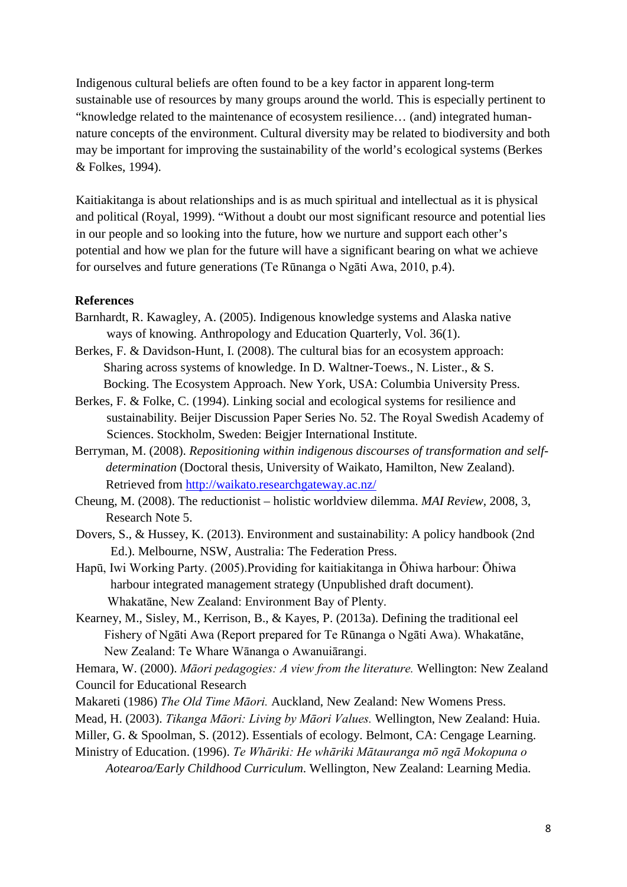Indigenous cultural beliefs are often found to be a key factor in apparent long-term sustainable use of resources by many groups around the world. This is especially pertinent to "knowledge related to the maintenance of ecosystem resilience… (and) integrated human-nature concepts of the environment. Cultural diversity may be related to biodiversity and both may be important for improving the sustainability of the world's ecological systems (Berkes & Folkes, 1994).

Kaitiakitanga is about relationships and is as much spiritual and intellectual as it is physical and political (Royal, 1999). "Without a doubt our most significant resource and potential lies in our people and so looking into the future, how we nurture and support each other's potential and how we plan for the future will have a significant bearing on what we achieve for ourselves and future generations (Te Rūnanga o Ngāti Awa, 2010, p.4).

**References**

Barnhardt, R. Kawagley, A. (2005). Indigenous knowledge systems and Alaska native ways of knowing. Anthropology and Education Quarterly, Vol. 36(1).

Berkes, F. & Davidson-Hunt, I. (2008). The cultural bias for an ecosystem approach: Sharing across systems of knowledge. In D. Waltner-Toews., N. Lister., & S. Bocking. The Ecosystem Approach. New York, USA: Columbia University Press.

Berkes, F. & Folke, C. (1994). Linking social and ecological systems for resilience and sustainability. Beijer Discussion Paper Series No. 52. The Royal Swedish Academy of Sciences. Stockholm, Sweden: Beigjer International Institute.

Berryman, M. (2008). *Repositioning within indigenous discourses of transformation and self-determination* (Doctoral thesis, University of Waikato, Hamilton, New Zealand). Retrieved from http://waikato.researchgateway.ac.nz/

Cheung, M. (2008). The reductionist – holistic worldview dilemma. *MAI Review*, 2008, 3, Research Note 5.

Dovers, S., & Hussey, K. (2013). Environment and sustainability: A policy handbook (2nd Ed.). Melbourne, NSW, Australia: The Federation Press.

Hapū, Iwi Working Party. (2005).Providing for kaitiakitanga in Ōhiwa harbour: Ōhiwa harbour integrated management strategy (Unpublished draft document). Whakatāne, New Zealand: Environment Bay of Plenty.

Kearney, M., Sisley, M., Kerrison, B., & Kayes, P. (2013a). Defining the traditional eel Fishery of Ngāti Awa (Report prepared for Te Rūnanga o Ngāti Awa). Whakatāne, New Zealand: Te Whare Wānanga o Awanuiārangi.

Hemara, W. (2000). *Māori pedagogies: A view from the literature.* Wellington: New Zealand Council for Educational Research

Makareti (1986) *The Old Time Māori.* Auckland, New Zealand: New Womens Press.

Mead, H. (2003). *Tikanga Māori: Living by Māori Values.* Wellington, New Zealand: Huia.

Miller, G. & Spoolman, S. (2012). Essentials of ecology. Belmont, CA: Cengage Learning.

Ministry of Education. (1996). *Te Whāriki: He whāriki Mātauranga mō ngā Mokopuna o Aotearoa/Early Childhood Curriculum*. Wellington, New Zealand: Learning Media.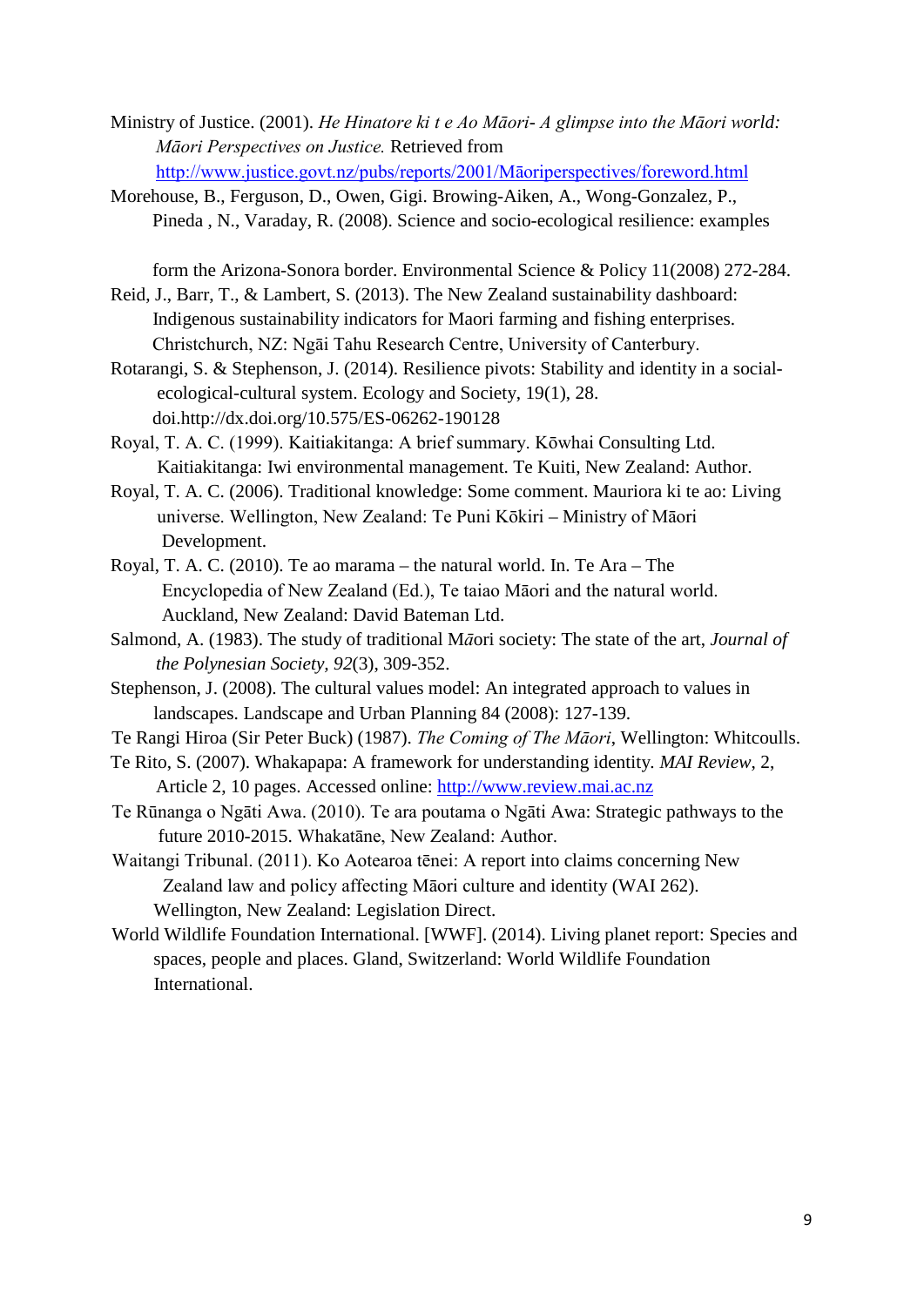Ministry of Justice. (2001). *He Hinatore ki t e Ao Māori- A glimpse into the Māori world: Māori Perspectives on Justice.* Retrieved from http://www.justice.govt.nz/pubs/reports/2001/Māoriperspectives/foreword.html

Morehouse, B., Ferguson, D., Owen, Gigi. Browing-Aiken, A., Wong-Gonzalez, P., Pineda , N., Varaday, R. (2008). Science and socio-ecological resilience: examples form the Arizona-Sonora border. Environmental Science & Policy 11(2008) 272-284.

Reid, J., Barr, T., & Lambert, S. (2013). The New Zealand sustainability dashboard: Indigenous sustainability indicators for Maori farming and fishing enterprises. Christchurch, NZ: Ngāi Tahu Research Centre, University of Canterbury.

Rotarangi, S. & Stephenson, J. (2014). Resilience pivots: Stability and identity in a social-ecological-cultural system. Ecology and Society, 19(1), 28. doi.http://dx.doi.org/10.575/ES-06262-190128

Royal, T. A. C. (1999). Kaitiakitanga: A brief summary. Kōwhai Consulting Ltd. Kaitiakitanga: Iwi environmental management. Te Kuiti, New Zealand: Author.

Royal, T. A. C. (2006). Traditional knowledge: Some comment. Mauriora ki te ao: Living universe. Wellington, New Zealand: Te Puni Kōkiri – Ministry of Māori Development.

Royal, T. A. C. (2010). Te ao marama – the natural world. In. Te Ara – The Encyclopedia of New Zealand (Ed.), Te taiao Māori and the natural world. Auckland, New Zealand: David Bateman Ltd.

Salmond, A. (1983). The study of traditional Māori society: The state of the art, *Journal of the Polynesian Society*, *92*(3), 309-352.

Stephenson, J. (2008). The cultural values model: An integrated approach to values in landscapes. Landscape and Urban Planning 84 (2008): 127-139.

Te Rangi Hiroa (Sir Peter Buck) (1987). *The Coming of The Māori*, Wellington: Whitcoulls.

Te Rito, S. (2007). Whakapapa: A framework for understanding identity. *MAI Review*, 2, Article 2, 10 pages. Accessed online: http://www.review.mai.ac.nz

Te Rūnanga o Ngāti Awa. (2010). Te ara poutama o Ngāti Awa: Strategic pathways to the future 2010-2015. Whakatāne, New Zealand: Author.

Waitangi Tribunal. (2011). Ko Aotearoa tēnei: A report into claims concerning New Zealand law and policy affecting Māori culture and identity (WAI 262). Wellington, New Zealand: Legislation Direct.

World Wildlife Foundation International. [WWF]. (2014). Living planet report: Species and spaces, people and places. Gland, Switzerland: World Wildlife Foundation International.